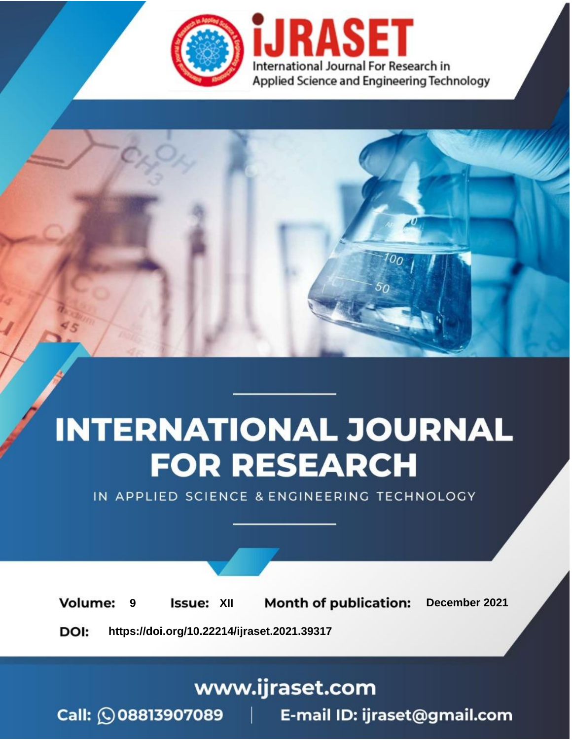# INTERNATIONAL JOURNAL FOR RESEARCH

IN APPLIED SCIENCE & ENGINEERING TECHNOLOGY

**Volume:** 9 **Issue:** XII **Month of publication:** December 2021

**DOI:** https://doi.org/10.22214/ijraset.2021.39317

www.ijraset.com

Call: 08813907089 | E-mail ID: ijraset@gmail.com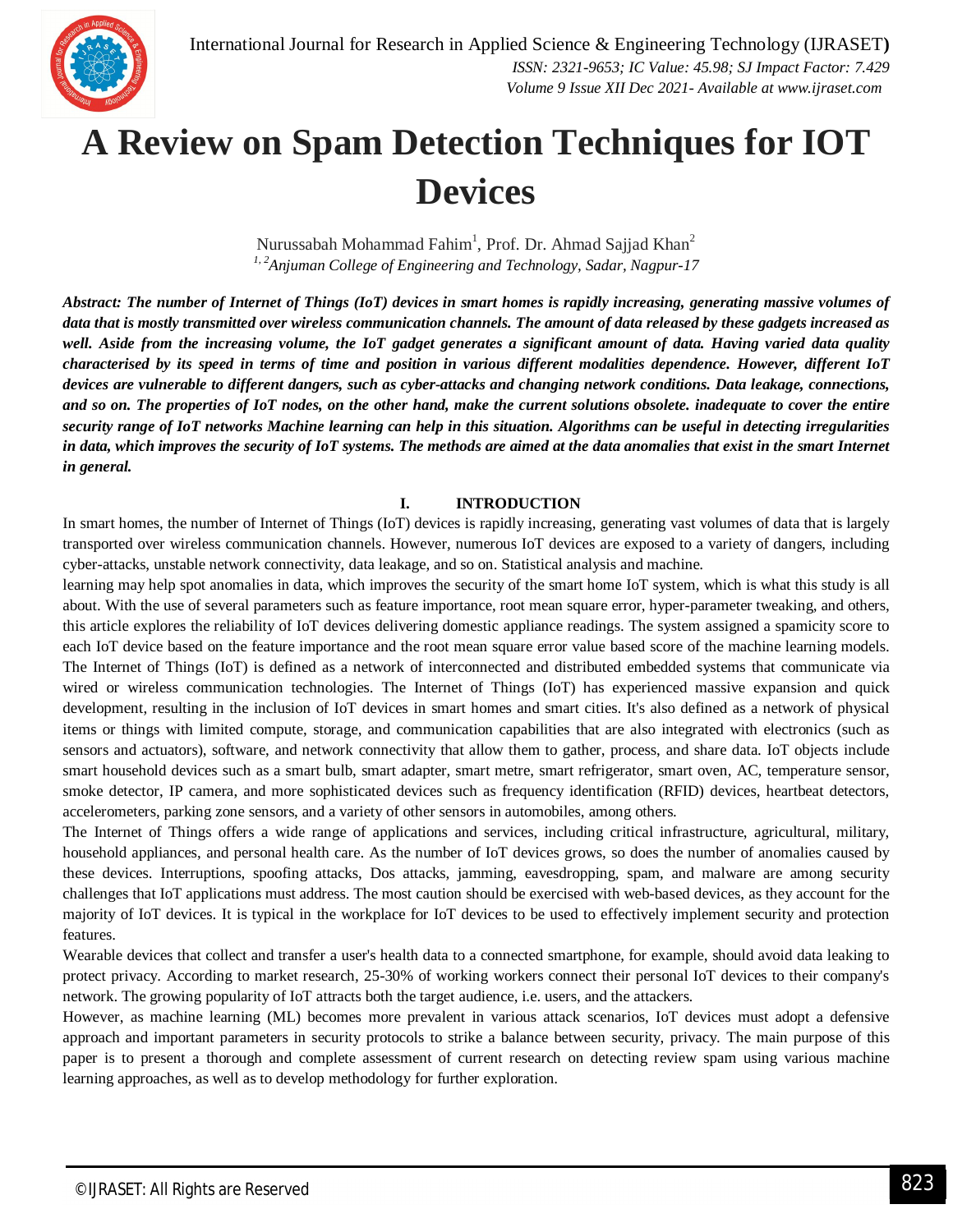# A Review on Spam Detection Techniques for IOT Devices

Nurussabah Mohammad Fahim[1], Prof. Dr. Ahmad Sajjad Khan[2]

*[1, 2]Anjuman College of Engineering and Technology, Sadar, Nagpur-17*

***Abstract:** The number of Internet of Things (IoT) devices in smart homes is rapidly increasing, generating massive volumes of data that is mostly transmitted over wireless communication channels. The amount of data released by these gadgets increased as well. Aside from the increasing volume, the IoT gadget generates a significant amount of data. Having varied data quality characterised by its speed in terms of time and position in various different modalities dependence. However, different IoT devices are vulnerable to different dangers, such as cyber-attacks and changing network conditions. Data leakage, connections, and so on. The properties of IoT nodes, on the other hand, make the current solutions obsolete. inadequate to cover the entire security range of IoT networks Machine learning can help in this situation. Algorithms can be useful in detecting irregularities in data, which improves the security of IoT systems. The methods are aimed at the data anomalies that exist in the smart Internet in general.*

## I. INTRODUCTION

In smart homes, the number of Internet of Things (IoT) devices is rapidly increasing, generating vast volumes of data that is largely transported over wireless communication channels. However, numerous IoT devices are exposed to a variety of dangers, including cyber-attacks, unstable network connectivity, data leakage, and so on. Statistical analysis and machine.

learning may help spot anomalies in data, which improves the security of the smart home IoT system, which is what this study is all about. With the use of several parameters such as feature importance, root mean square error, hyper-parameter tweaking, and others, this article explores the reliability of IoT devices delivering domestic appliance readings. The system assigned a spamicity score to each IoT device based on the feature importance and the root mean square error value based score of the machine learning models. The Internet of Things (IoT) is defined as a network of interconnected and distributed embedded systems that communicate via wired or wireless communication technologies. The Internet of Things (IoT) has experienced massive expansion and quick development, resulting in the inclusion of IoT devices in smart homes and smart cities. It's also defined as a network of physical items or things with limited compute, storage, and communication capabilities that are also integrated with electronics (such as sensors and actuators), software, and network connectivity that allow them to gather, process, and share data. IoT objects include smart household devices such as a smart bulb, smart adapter, smart metre, smart refrigerator, smart oven, AC, temperature sensor, smoke detector, IP camera, and more sophisticated devices such as frequency identification (RFID) devices, heartbeat detectors, accelerometers, parking zone sensors, and a variety of other sensors in automobiles, among others.

The Internet of Things offers a wide range of applications and services, including critical infrastructure, agricultural, military, household appliances, and personal health care. As the number of IoT devices grows, so does the number of anomalies caused by these devices. Interruptions, spoofing attacks, Dos attacks, jamming, eavesdropping, spam, and malware are among security challenges that IoT applications must address. The most caution should be exercised with web-based devices, as they account for the majority of IoT devices. It is typical in the workplace for IoT devices to be used to effectively implement security and protection features.

Wearable devices that collect and transfer a user's health data to a connected smartphone, for example, should avoid data leaking to protect privacy. According to market research, 25-30% of working workers connect their personal IoT devices to their company's network. The growing popularity of IoT attracts both the target audience, i.e. users, and the attackers.

However, as machine learning (ML) becomes more prevalent in various attack scenarios, IoT devices must adopt a defensive approach and important parameters in security protocols to strike a balance between security, privacy. The main purpose of this paper is to present a thorough and complete assessment of current research on detecting review spam using various machine learning approaches, as well as to develop methodology for further exploration.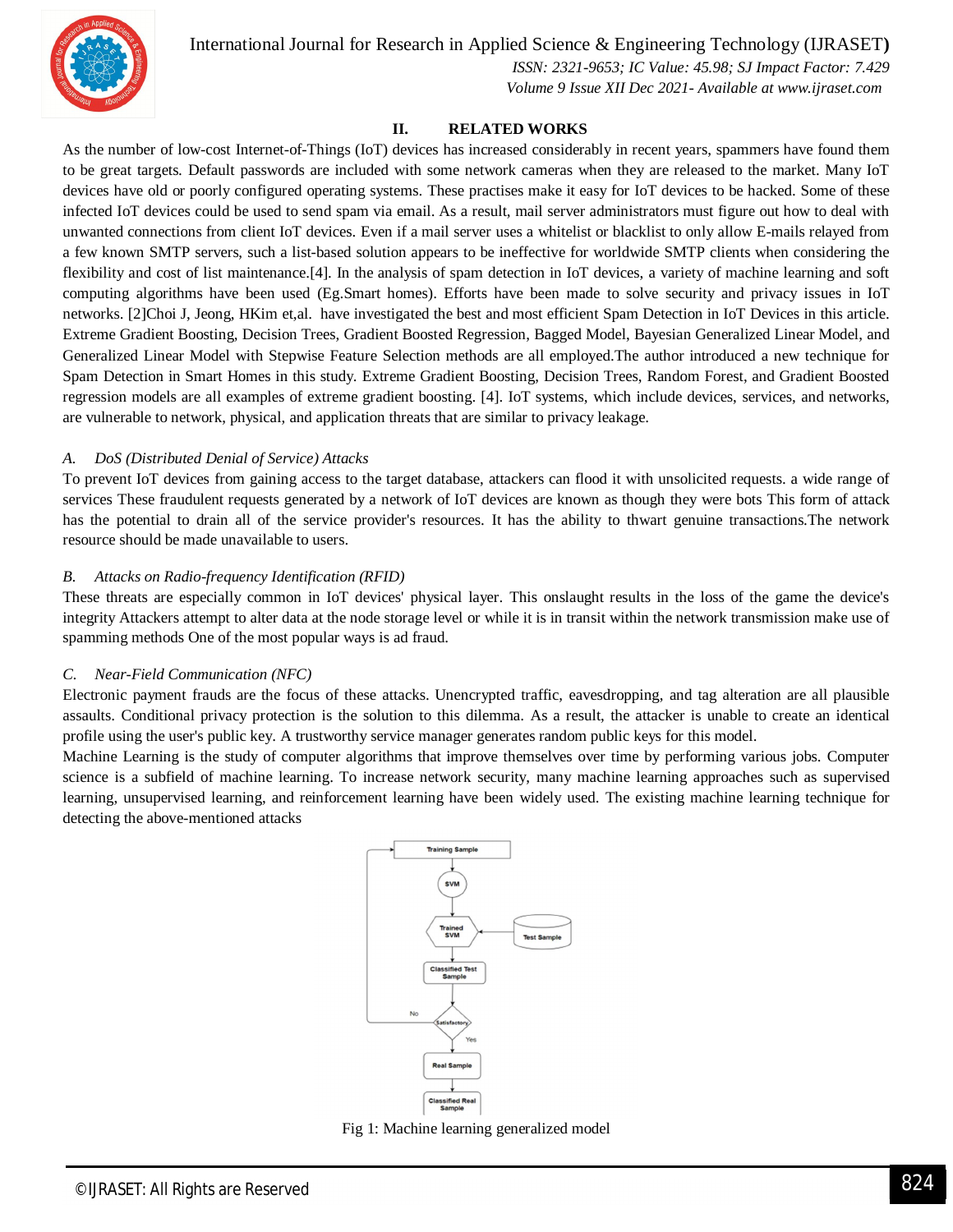## II. RELATED WORKS

As the number of low-cost Internet-of-Things (IoT) devices has increased considerably in recent years, spammers have found them to be great targets. Default passwords are included with some network cameras when they are released to the market. Many IoT devices have old or poorly configured operating systems. These practises make it easy for IoT devices to be hacked. Some of these infected IoT devices could be used to send spam via email. As a result, mail server administrators must figure out how to deal with unwanted connections from client IoT devices. Even if a mail server uses a whitelist or blacklist to only allow E-mails relayed from a few known SMTP servers, such a list-based solution appears to be ineffective for worldwide SMTP clients when considering the flexibility and cost of list maintenance.[4]. In the analysis of spam detection in IoT devices, a variety of machine learning and soft computing algorithms have been used (Eg.Smart homes). Efforts have been made to solve security and privacy issues in IoT networks. [2]Choi J, Jeong, HKim et,al. have investigated the best and most efficient Spam Detection in IoT Devices in this article. Extreme Gradient Boosting, Decision Trees, Gradient Boosted Regression, Bagged Model, Bayesian Generalized Linear Model, and Generalized Linear Model with Stepwise Feature Selection methods are all employed.The author introduced a new technique for Spam Detection in Smart Homes in this study. Extreme Gradient Boosting, Decision Trees, Random Forest, and Gradient Boosted regression models are all examples of extreme gradient boosting. [4]. IoT systems, which include devices, services, and networks, are vulnerable to network, physical, and application threats that are similar to privacy leakage.

### *A. DoS (Distributed Denial of Service) Attacks*

To prevent IoT devices from gaining access to the target database, attackers can flood it with unsolicited requests. a wide range of services These fraudulent requests generated by a network of IoT devices are known as though they were bots This form of attack has the potential to drain all of the service provider's resources. It has the ability to thwart genuine transactions.The network resource should be made unavailable to users.

### *B. Attacks on Radio-frequency Identification (RFID)*

These threats are especially common in IoT devices' physical layer. This onslaught results in the loss of the game the device's integrity Attackers attempt to alter data at the node storage level or while it is in transit within the network transmission make use of spamming methods One of the most popular ways is ad fraud.

### *C. Near-Field Communication (NFC)*

Electronic payment frauds are the focus of these attacks. Unencrypted traffic, eavesdropping, and tag alteration are all plausible assaults. Conditional privacy protection is the solution to this dilemma. As a result, the attacker is unable to create an identical profile using the user's public key. A trustworthy service manager generates random public keys for this model.

Machine Learning is the study of computer algorithms that improve themselves over time by performing various jobs. Computer science is a subfield of machine learning. To increase network security, many machine learning approaches such as supervised learning, unsupervised learning, and reinforcement learning have been widely used. The existing machine learning technique for detecting the above-mentioned attacks

Fig 1: Machine learning generalized model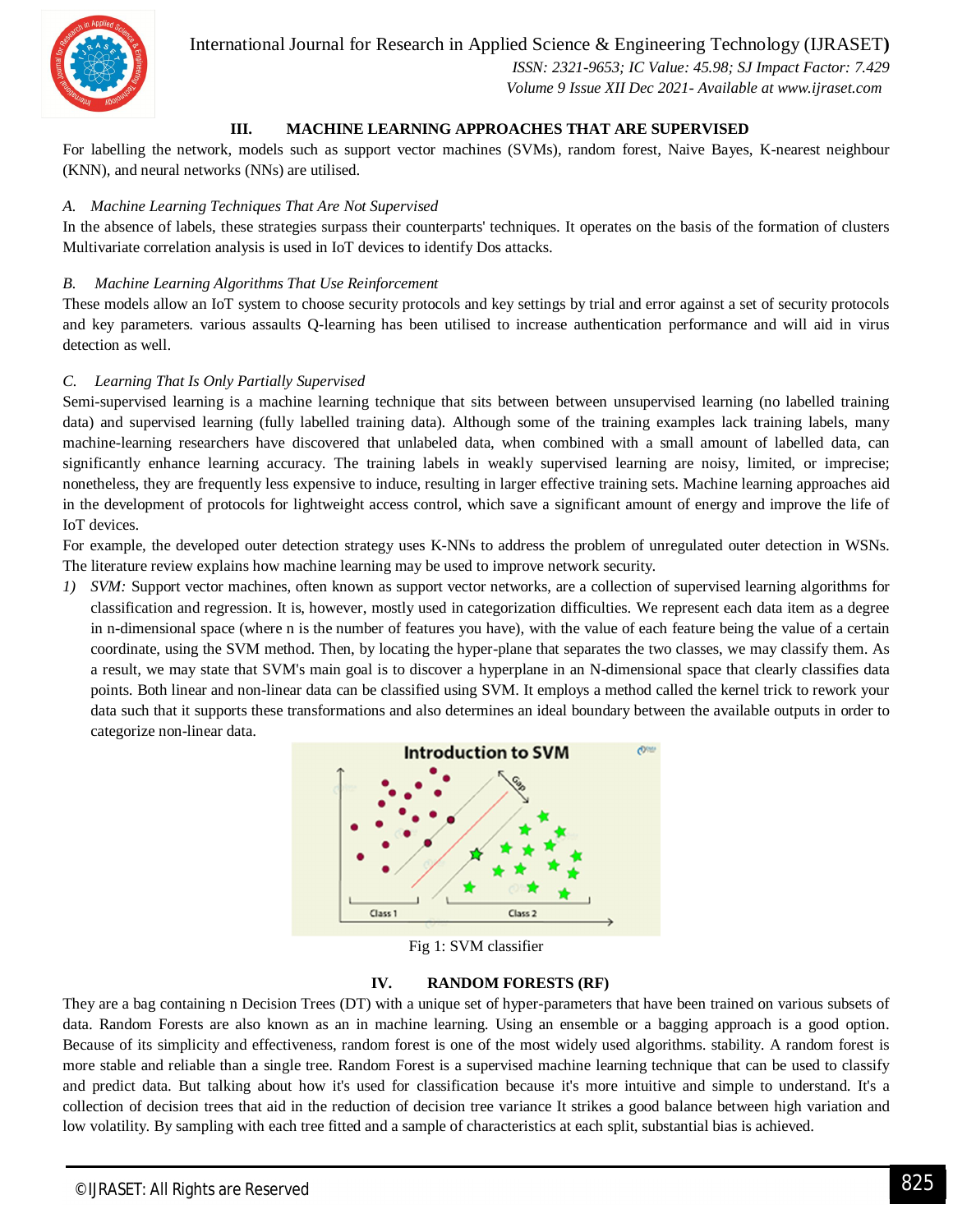## III. MACHINE LEARNING APPROACHES THAT ARE SUPERVISED

For labelling the network, models such as support vector machines (SVMs), random forest, Naive Bayes, K-nearest neighbour (KNN), and neural networks (NNs) are utilised.

### *A. Machine Learning Techniques That Are Not Supervised*

In the absence of labels, these strategies surpass their counterparts' techniques. It operates on the basis of the formation of clusters Multivariate correlation analysis is used in IoT devices to identify Dos attacks.

### *B. Machine Learning Algorithms That Use Reinforcement*

These models allow an IoT system to choose security protocols and key settings by trial and error against a set of security protocols and key parameters. various assaults Q-learning has been utilised to increase authentication performance and will aid in virus detection as well.

### *C. Learning That Is Only Partially Supervised*

Semi-supervised learning is a machine learning technique that sits between between unsupervised learning (no labelled training data) and supervised learning (fully labelled training data). Although some of the training examples lack training labels, many machine-learning researchers have discovered that unlabeled data, when combined with a small amount of labelled data, can significantly enhance learning accuracy. The training labels in weakly supervised learning are noisy, limited, or imprecise; nonetheless, they are frequently less expensive to induce, resulting in larger effective training sets. Machine learning approaches aid in the development of protocols for lightweight access control, which save a significant amount of energy and improve the life of IoT devices.

For example, the developed outer detection strategy uses K-NNs to address the problem of unregulated outer detection in WSNs. The literature review explains how machine learning may be used to improve network security.

1) *SVM:* Support vector machines, often known as support vector networks, are a collection of supervised learning algorithms for classification and regression. It is, however, mostly used in categorization difficulties. We represent each data item as a degree in n-dimensional space (where n is the number of features you have), with the value of each feature being the value of a certain coordinate, using the SVM method. Then, by locating the hyper-plane that separates the two classes, we may classify them. As a result, we may state that SVM's main goal is to discover a hyperplane in an N-dimensional space that clearly classifies data points. Both linear and non-linear data can be classified using SVM. It employs a method called the kernel trick to rework your data such that it supports these transformations and also determines an ideal boundary between the available outputs in order to categorize non-linear data.

Fig 1: SVM classifier

## IV. RANDOM FORESTS (RF)

They are a bag containing n Decision Trees (DT) with a unique set of hyper-parameters that have been trained on various subsets of data. Random Forests are also known as an in machine learning. Using an ensemble or a bagging approach is a good option. Because of its simplicity and effectiveness, random forest is one of the most widely used algorithms. stability. A random forest is more stable and reliable than a single tree. Random Forest is a supervised machine learning technique that can be used to classify and predict data. But talking about how it's used for classification because it's more intuitive and simple to understand. It's a collection of decision trees that aid in the reduction of decision tree variance It strikes a good balance between high variation and low volatility. By sampling with each tree fitted and a sample of characteristics at each split, substantial bias is achieved.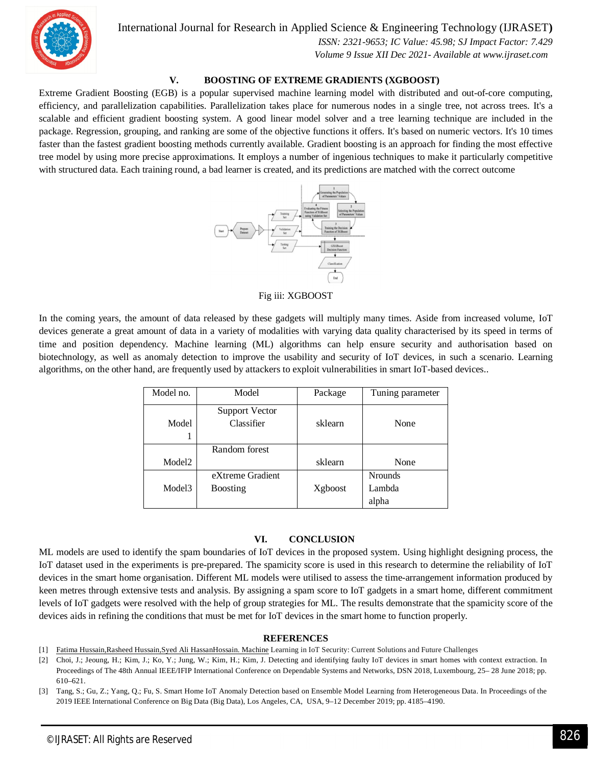## V. BOOSTING OF EXTREME GRADIENTS (XGBOOST)

Extreme Gradient Boosting (EGB) is a popular supervised machine learning model with distributed and out-of-core computing, efficiency, and parallelization capabilities. Parallelization takes place for numerous nodes in a single tree, not across trees. It's a scalable and efficient gradient boosting system. A good linear model solver and a tree learning technique are included in the package. Regression, grouping, and ranking are some of the objective functions it offers. It's based on numeric vectors. It's 10 times faster than the fastest gradient boosting methods currently available. Gradient boosting is an approach for finding the most effective tree model by using more precise approximations. It employs a number of ingenious techniques to make it particularly competitive with structured data. Each training round, a bad learner is created, and its predictions are matched with the correct outcome

Fig iii: XGBOOST

In the coming years, the amount of data released by these gadgets will multiply many times. Aside from increased volume, IoT devices generate a great amount of data in a variety of modalities with varying data quality characterised by its speed in terms of time and position dependency. Machine learning (ML) algorithms can help ensure security and authorisation based on biotechnology, as well as anomaly detection to improve the usability and security of IoT devices, in such a scenario. Learning algorithms, on the other hand, are frequently used by attackers to exploit vulnerabilities in smart IoT-based devices..

| Model no. | Model | Package | Tuning parameter |
|---|---|---|---|
| Model 1 | Support Vector Classifier | sklearn | None |
| Model2 | Random forest | sklearn | None |
| Model3 | eXtreme Gradient Boosting | Xgboost | Nrounds Lambda alpha |

## VI. CONCLUSION

ML models are used to identify the spam boundaries of IoT devices in the proposed system. Using highlight designing process, the IoT dataset used in the experiments is pre-prepared. The spamicity score is used in this research to determine the reliability of IoT devices in the smart home organisation. Different ML models were utilised to assess the time-arrangement information produced by keen metres through extensive tests and analysis. By assigning a spam score to IoT gadgets in a smart home, different commitment levels of IoT gadgets were resolved with the help of group strategies for ML. The results demonstrate that the spamicity score of the devices aids in refining the conditions that must be met for IoT devices in the smart home to function properly.

## REFERENCES

[1] Fatima Hussain,Rasheed Hussain,Syed Ali HassanHossain. Machine Learning in IoT Security: Current Solutions and Future Challenges

[2] Choi, J.; Jeoung, H.; Kim, J.; Ko, Y.; Jung, W.; Kim, H.; Kim, J. Detecting and identifying faulty IoT devices in smart homes with context extraction. In Proceedings of The 48th Annual IEEE/IFIP International Conference on Dependable Systems and Networks, DSN 2018, Luxembourg, 25– 28 June 2018; pp. 610–621.

[3] Tang, S.; Gu, Z.; Yang, Q.; Fu, S. Smart Home IoT Anomaly Detection based on Ensemble Model Learning from Heterogeneous Data. In Proceedings of the 2019 IEEE International Conference on Big Data (Big Data), Los Angeles, CA, USA, 9–12 December 2019; pp. 4185–4190.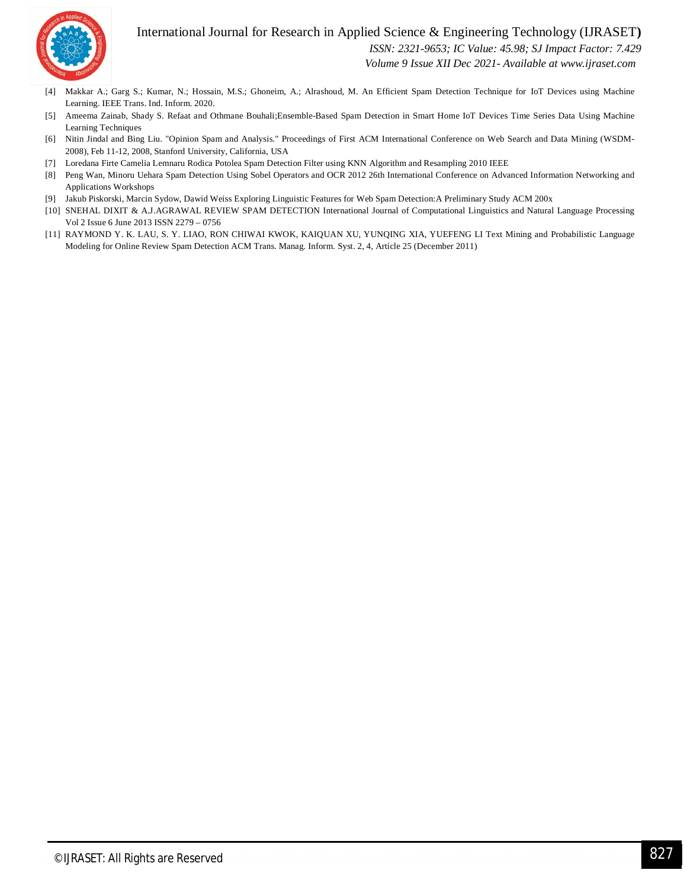[4] Makkar A.; Garg S.; Kumar, N.; Hossain, M.S.; Ghoneim, A.; Alrashoud, M. An Efficient Spam Detection Technique for IoT Devices using Machine Learning. IEEE Trans. Ind. Inform. 2020.

[5] Ameema Zainab, Shady S. Refaat and Othmane Bouhali;Ensemble-Based Spam Detection in Smart Home IoT Devices Time Series Data Using Machine Learning Techniques

[6] Nitin Jindal and Bing Liu. "Opinion Spam and Analysis." Proceedings of First ACM International Conference on Web Search and Data Mining (WSDM-2008), Feb 11-12, 2008, Stanford University, California, USA

[7] Loredana Firte Camelia Lemnaru Rodica Potolea Spam Detection Filter using KNN Algorithm and Resampling 2010 IEEE

[8] Peng Wan, Minoru Uehara Spam Detection Using Sobel Operators and OCR 2012 26th International Conference on Advanced Information Networking and Applications Workshops

[9] Jakub Piskorski, Marcin Sydow, Dawid Weiss Exploring Linguistic Features for Web Spam Detection:A Preliminary Study ACM 200x

[10] SNEHAL DIXIT & A.J.AGRAWAL REVIEW SPAM DETECTION International Journal of Computational Linguistics and Natural Language Processing Vol 2 Issue 6 June 2013 ISSN 2279 – 0756

[11] RAYMOND Y. K. LAU, S. Y. LIAO, RON CHIWAI KWOK, KAIQUAN XU, YUNQING XIA, YUEFENG LI Text Mining and Probabilistic Language Modeling for Online Review Spam Detection ACM Trans. Manag. Inform. Syst. 2, 4, Article 25 (December 2011)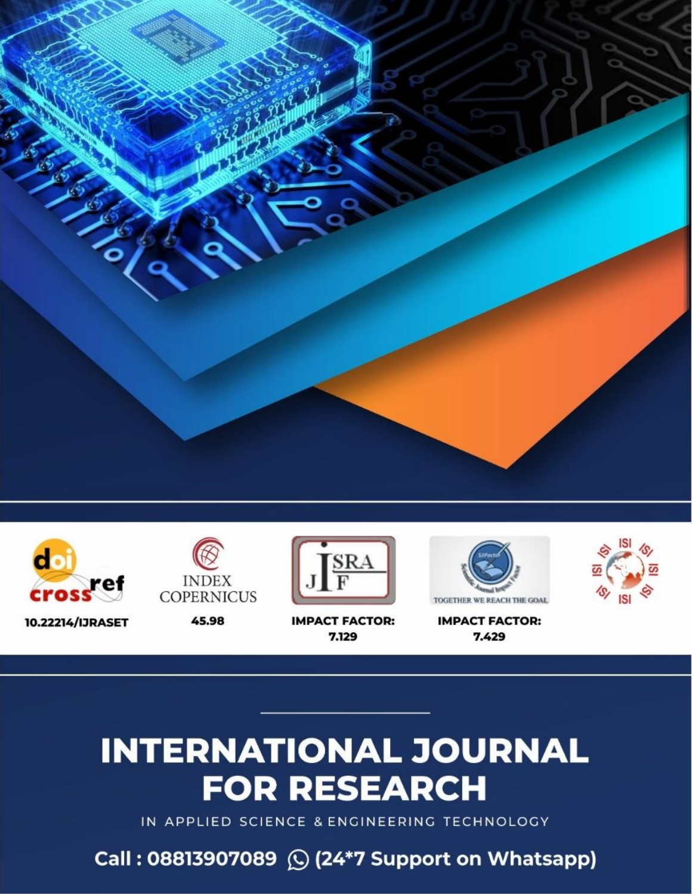10.22214/IJRASET

INDEX COPERNICUS

45.98

IMPACT FACTOR: 7.129

IMPACT FACTOR: 7.429

TOGETHER WE REACH THE GOAL

# INTERNATIONAL JOURNAL FOR RESEARCH

IN APPLIED SCIENCE & ENGINEERING TECHNOLOGY

Call : 08813907089 (24*7 Support on Whatsapp)